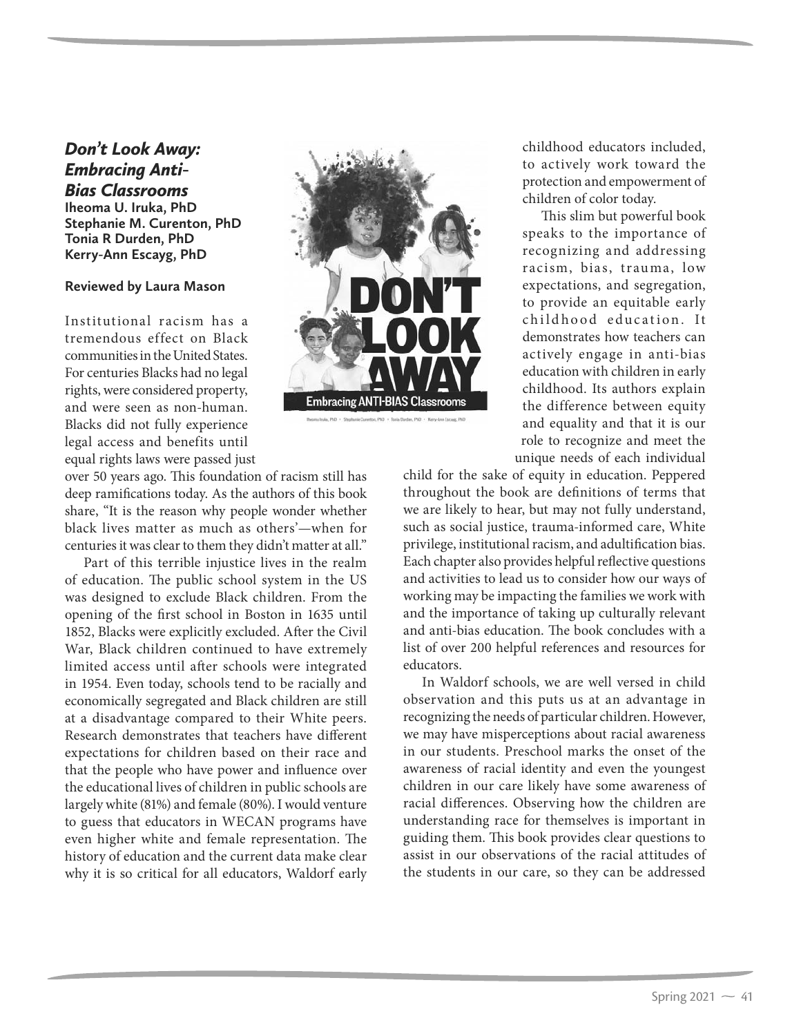### *Don't Look Away: Embracing Anti-Bias Classrooms*

**Iheoma U. Iruka, PhD**
**Stephanie M. Curenton, PhD**
**Tonia R Durden, PhD**
**Kerry-Ann Escayg, PhD**

**Reviewed by Laura Mason**

Institutional racism has a tremendous effect on Black communities in the United States. For centuries Blacks had no legal rights, were considered property, and were seen as non-human. Blacks did not fully experience legal access and benefits until equal rights laws were passed just over 50 years ago. This foundation of racism still has deep ramifications today. As the authors of this book share, "It is the reason why people wonder whether black lives matter as much as others'—when for centuries it was clear to them they didn't matter at all."

Part of this terrible injustice lives in the realm of education. The public school system in the US was designed to exclude Black children. From the opening of the first school in Boston in 1635 until 1852, Blacks were explicitly excluded. After the Civil War, Black children continued to have extremely limited access until after schools were integrated in 1954. Even today, schools tend to be racially and economically segregated and Black children are still at a disadvantage compared to their White peers. Research demonstrates that teachers have different expectations for children based on their race and that the people who have power and influence over the educational lives of children in public schools are largely white (81%) and female (80%). I would venture to guess that educators in WECAN programs have even higher white and female representation. The history of education and the current data make clear why it is so critical for all educators, Waldorf early childhood educators included, to actively work toward the protection and empowerment of children of color today.

This slim but powerful book speaks to the importance of recognizing and addressing racism, bias, trauma, low expectations, and segregation, to provide an equitable early childhood education. It demonstrates how teachers can actively engage in anti-bias education with children in early childhood. Its authors explain the difference between equity and equality and that it is our role to recognize and meet the unique needs of each individual child for the sake of equity in education. Peppered throughout the book are definitions of terms that we are likely to hear, but may not fully understand, such as social justice, trauma-informed care, White privilege, institutional racism, and adultification bias. Each chapter also provides helpful reflective questions and activities to lead us to consider how our ways of working may be impacting the families we work with and the importance of taking up culturally relevant and anti-bias education. The book concludes with a list of over 200 helpful references and resources for educators.

In Waldorf schools, we are well versed in child observation and this puts us at an advantage in recognizing the needs of particular children. However, we may have misperceptions about racial awareness in our students. Preschool marks the onset of the awareness of racial identity and even the youngest children in our care likely have some awareness of racial differences. Observing how the children are understanding race for themselves is important in guiding them. This book provides clear questions to assist in our observations of the racial attitudes of the students in our care, so they can be addressed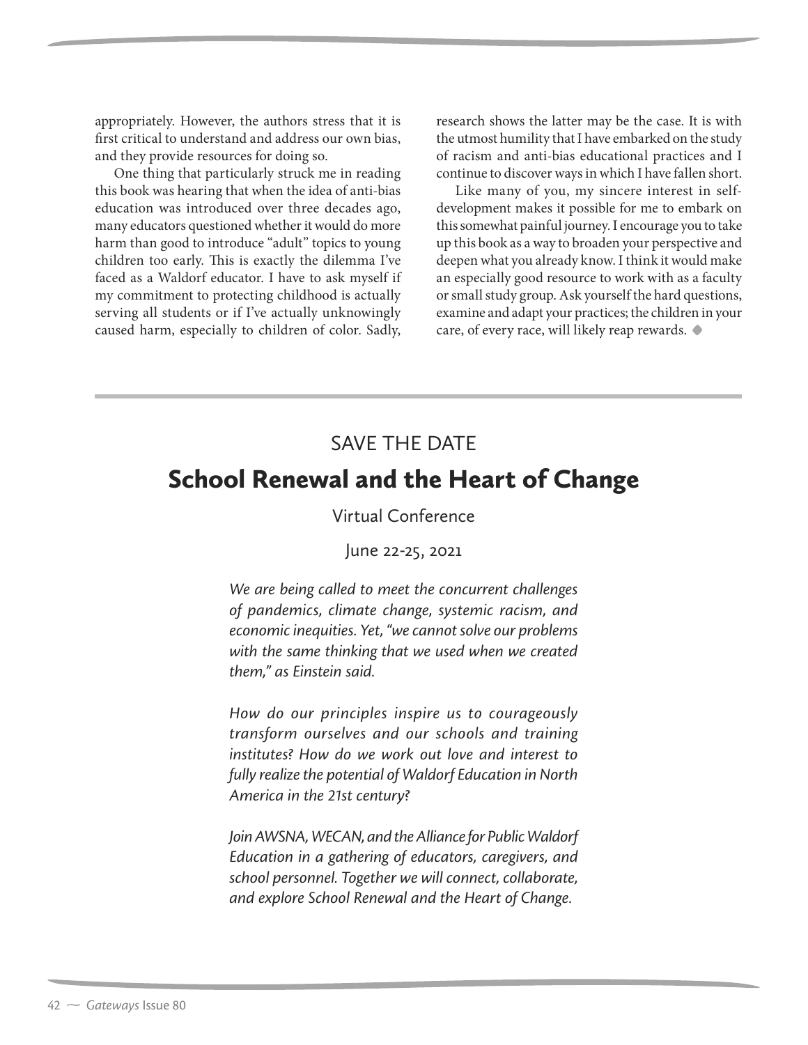appropriately. However, the authors stress that it is first critical to understand and address our own bias, and they provide resources for doing so.

One thing that particularly struck me in reading this book was hearing that when the idea of anti-bias education was introduced over three decades ago, many educators questioned whether it would do more harm than good to introduce "adult" topics to young children too early. This is exactly the dilemma I've faced as a Waldorf educator. I have to ask myself if my commitment to protecting childhood is actually serving all students or if I've actually unknowingly caused harm, especially to children of color. Sadly, research shows the latter may be the case. It is with the utmost humility that I have embarked on the study of racism and anti-bias educational practices and I continue to discover ways in which I have fallen short.

Like many of you, my sincere interest in self-development makes it possible for me to embark on this somewhat painful journey. I encourage you to take up this book as a way to broaden your perspective and deepen what you already know. I think it would make an especially good resource to work with as a faculty or small study group. Ask yourself the hard questions, examine and adapt your practices; the children in your care, of every race, will likely reap rewards. ◆

---

SAVE THE DATE

## School Renewal and the Heart of Change

Virtual Conference

June 22-25, 2021

*We are being called to meet the concurrent challenges of pandemics, climate change, systemic racism, and economic inequities. Yet, "we cannot solve our problems with the same thinking that we used when we created them," as Einstein said.*

*How do our principles inspire us to courageously transform ourselves and our schools and training institutes? How do we work out love and interest to fully realize the potential of Waldorf Education in North America in the 21st century?*

*Join AWSNA, WECAN, and the Alliance for Public Waldorf Education in a gathering of educators, caregivers, and school personnel. Together we will connect, collaborate, and explore School Renewal and the Heart of Change.*